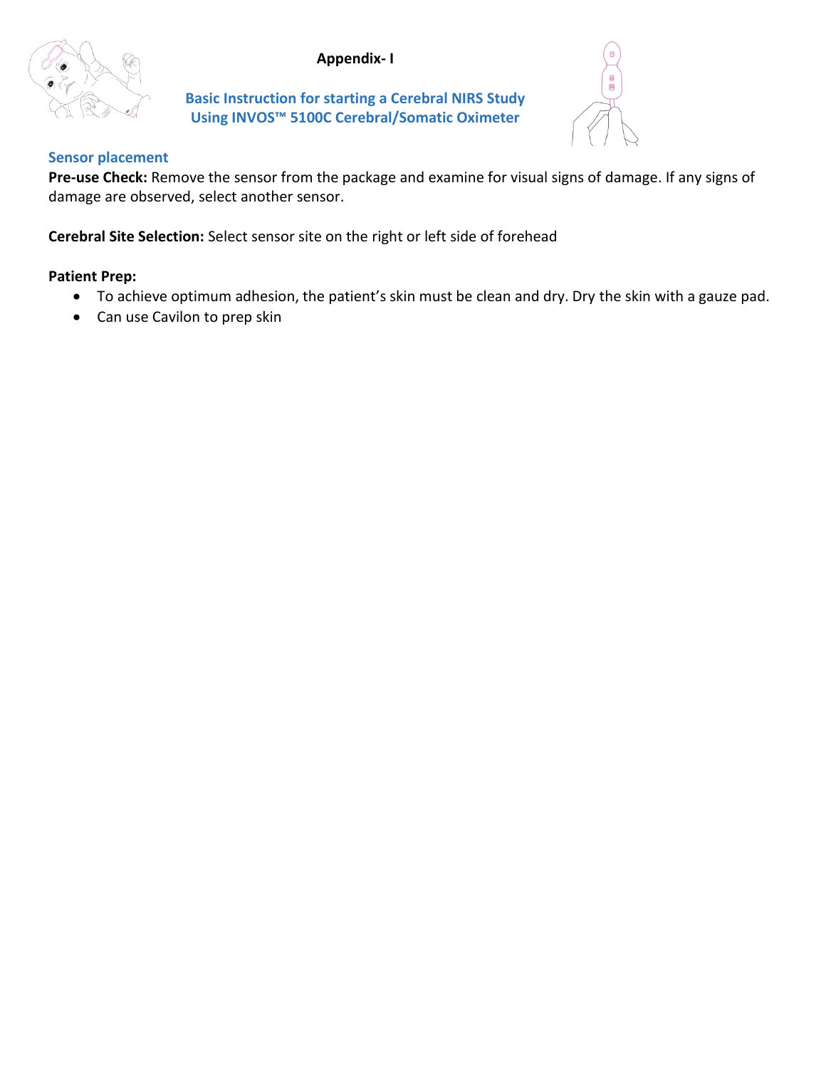**Appendix- I**

## Basic Instruction for starting a Cerebral NIRS Study Using INVOS™ 5100C Cerebral/Somatic Oximeter

### Sensor placement

**Pre-use Check:** Remove the sensor from the package and examine for visual signs of damage. If any signs of damage are observed, select another sensor.

**Cerebral Site Selection:** Select sensor site on the right or left side of forehead

**Patient Prep:**

- To achieve optimum adhesion, the patient's skin must be clean and dry. Dry the skin with a gauze pad.
- Can use Cavilon to prep skin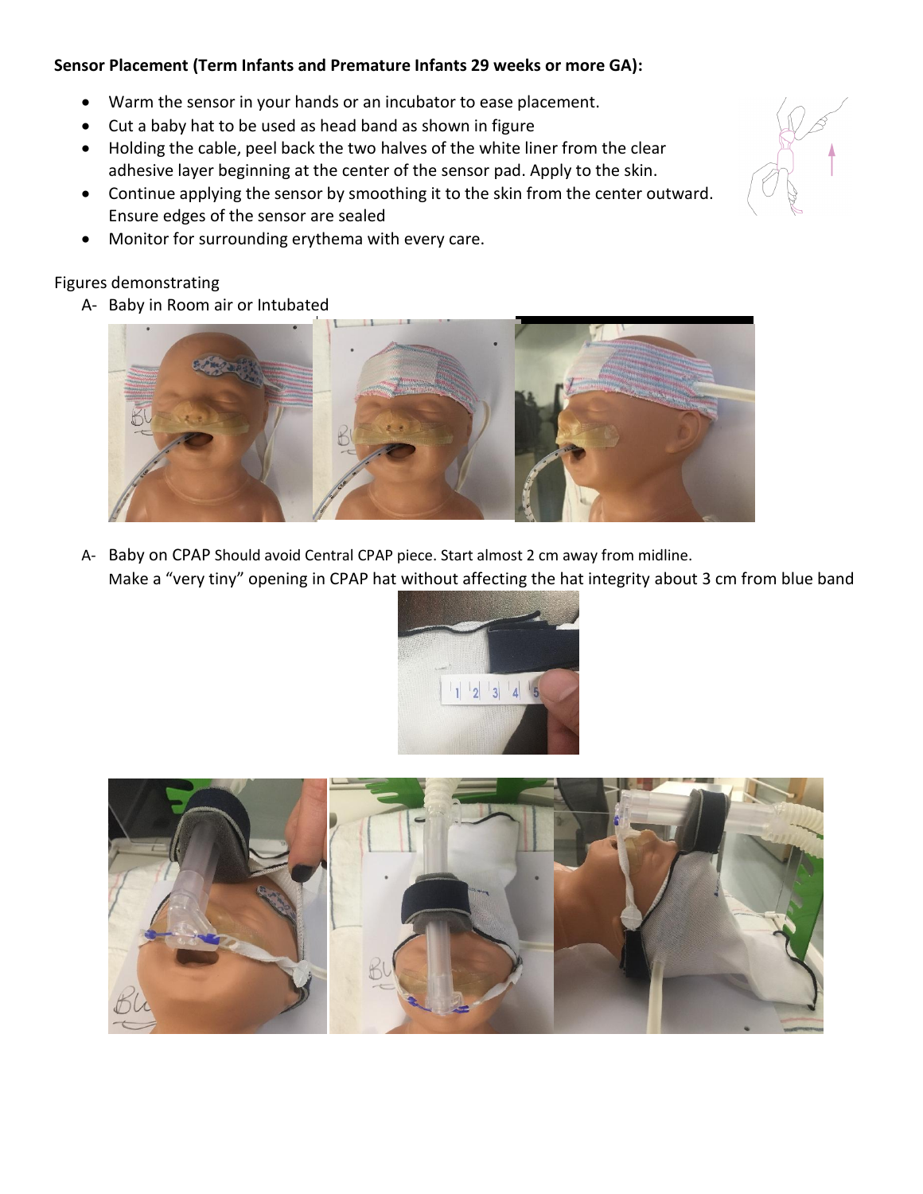**Sensor Placement (Term Infants and Premature Infants 29 weeks or more GA):**

- Warm the sensor in your hands or an incubator to ease placement.
- Cut a baby hat to be used as head band as shown in figure
- Holding the cable, peel back the two halves of the white liner from the clear adhesive layer beginning at the center of the sensor pad. Apply to the skin.
- Continue applying the sensor by smoothing it to the skin from the center outward. Ensure edges of the sensor are sealed
- Monitor for surrounding erythema with every care.

Figures demonstrating

A- Baby in Room air or Intubated

A- Baby on CPAP Should avoid Central CPAP piece. Start almost 2 cm away from midline.
Make a "very tiny" opening in CPAP hat without affecting the hat integrity about 3 cm from blue band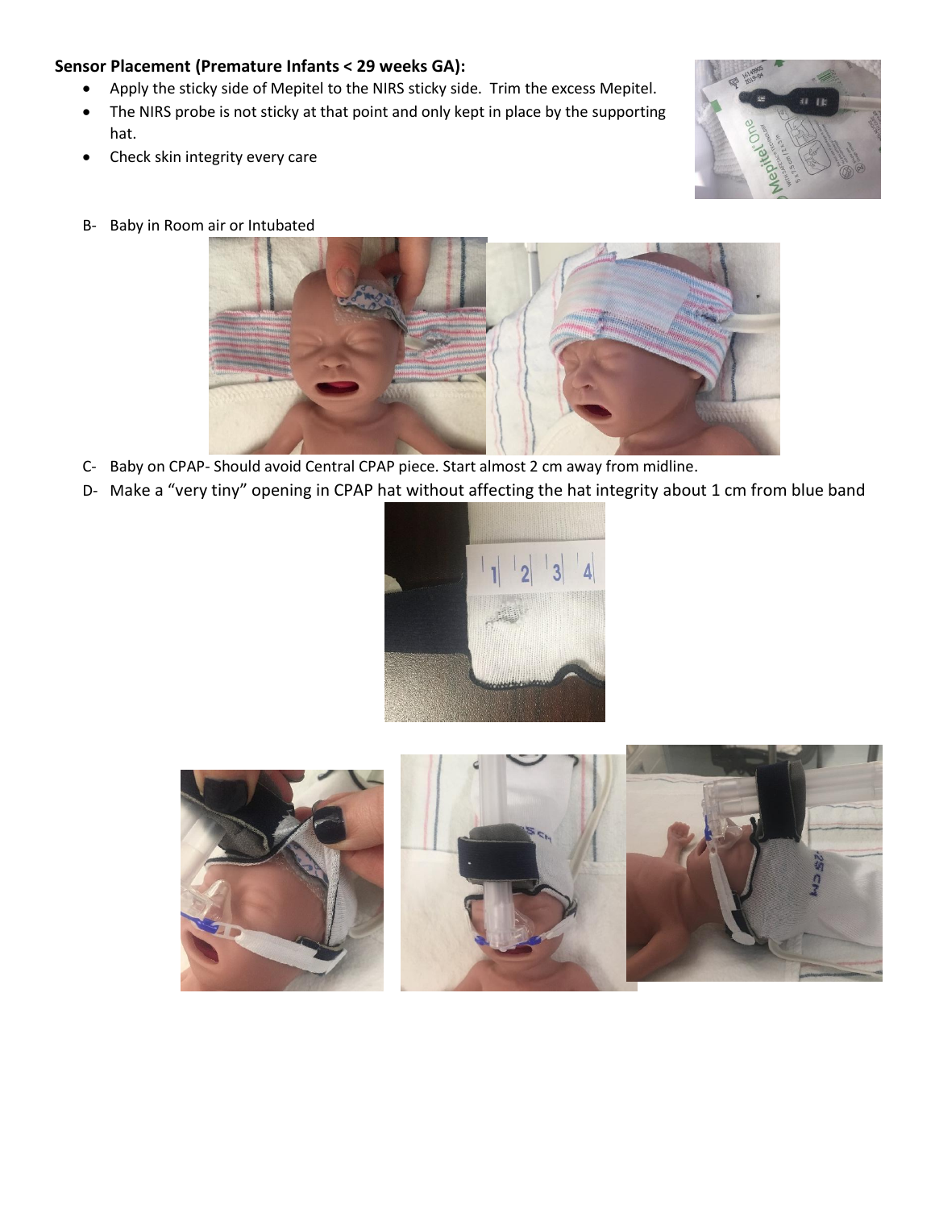**Sensor Placement (Premature Infants < 29 weeks GA):**

- Apply the sticky side of Mepitel to the NIRS sticky side. Trim the excess Mepitel.
- The NIRS probe is not sticky at that point and only kept in place by the supporting hat.
- Check skin integrity every care

B- Baby in Room air or Intubated

C- Baby on CPAP- Should avoid Central CPAP piece. Start almost 2 cm away from midline.

D- Make a “very tiny” opening in CPAP hat without affecting the hat integrity about 1 cm from blue band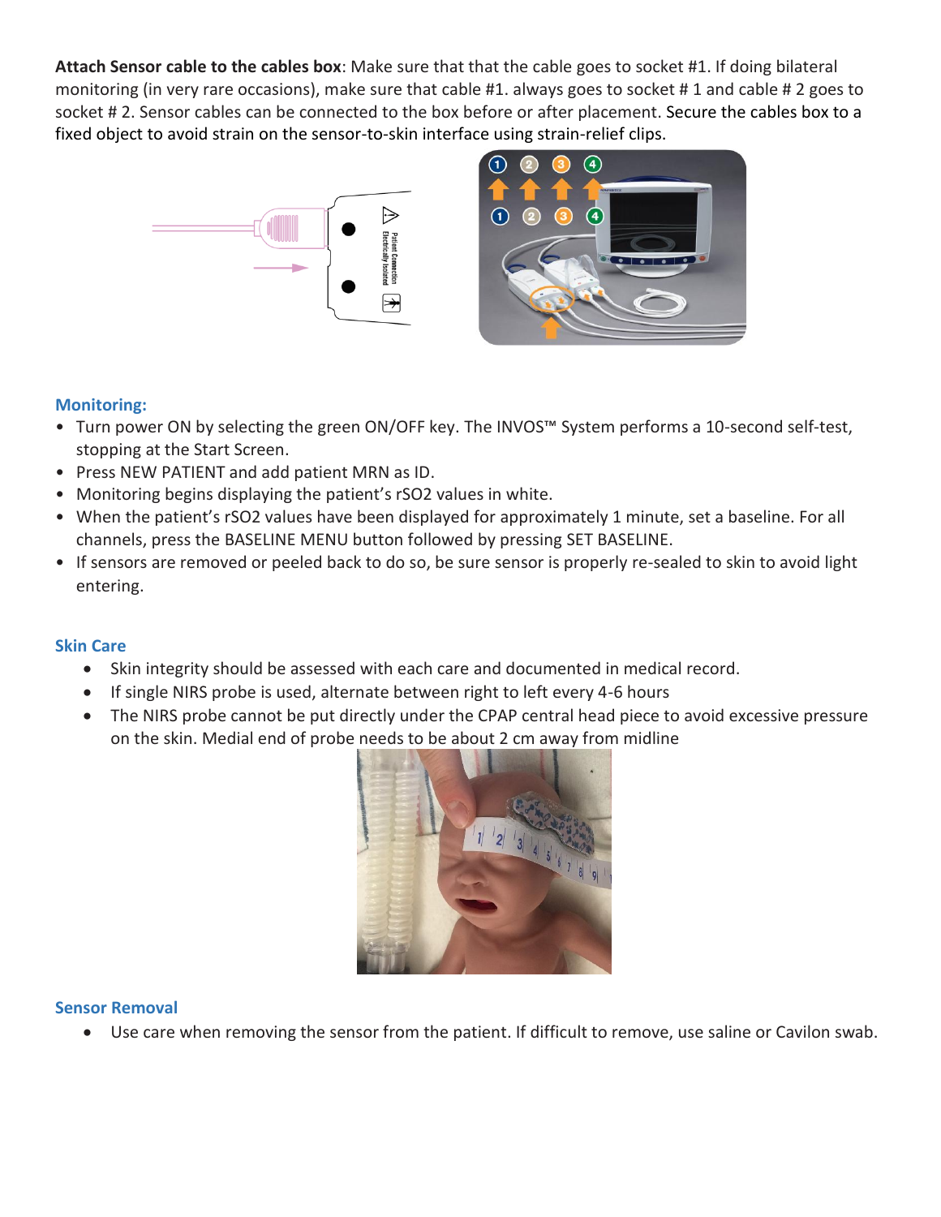**Attach Sensor cable to the cables box**: Make sure that that the cable goes to socket #1. If doing bilateral monitoring (in very rare occasions), make sure that cable #1. always goes to socket # 1 and cable # 2 goes to socket # 2. Sensor cables can be connected to the box before or after placement. Secure the cables box to a fixed object to avoid strain on the sensor-to-skin interface using strain-relief clips.

## Monitoring:

- Turn power ON by selecting the green ON/OFF key. The INVOS™ System performs a 10-second self-test, stopping at the Start Screen.
- Press NEW PATIENT and add patient MRN as ID.
- Monitoring begins displaying the patient's rSO2 values in white.
- When the patient's rSO2 values have been displayed for approximately 1 minute, set a baseline. For all channels, press the BASELINE MENU button followed by pressing SET BASELINE.
- If sensors are removed or peeled back to do so, be sure sensor is properly re-sealed to skin to avoid light entering.

## Skin Care

- Skin integrity should be assessed with each care and documented in medical record.
- If single NIRS probe is used, alternate between right to left every 4-6 hours
- The NIRS probe cannot be put directly under the CPAP central head piece to avoid excessive pressure on the skin. Medial end of probe needs to be about 2 cm away from midline

## Sensor Removal

- Use care when removing the sensor from the patient. If difficult to remove, use saline or Cavilon swab.